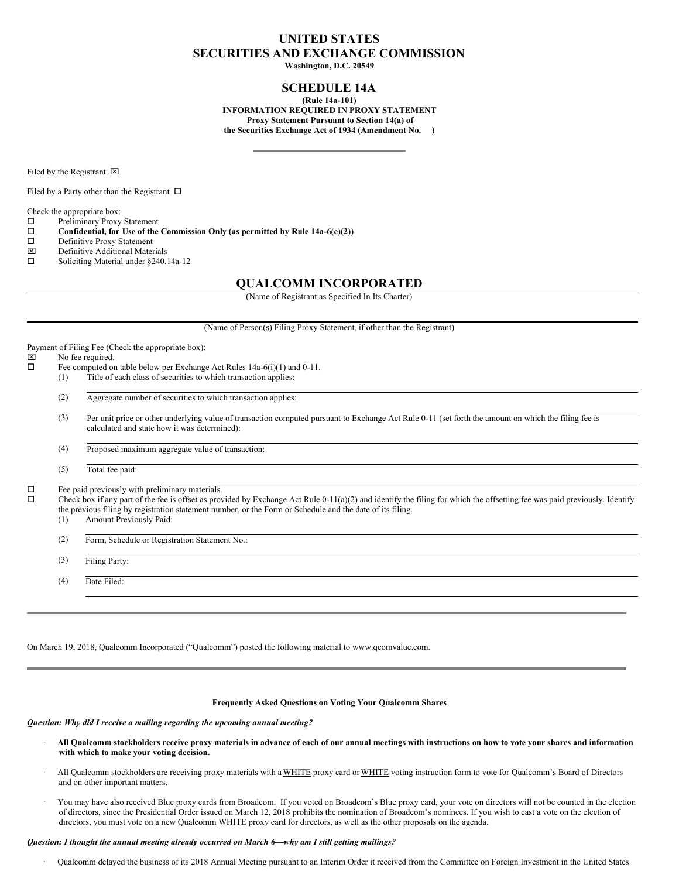# UNITED STATES
# SECURITIES AND EXCHANGE COMMISSION

**Washington, D.C. 20549**

## SCHEDULE 14A

**(Rule 14a-101)**
**INFORMATION REQUIRED IN PROXY STATEMENT**
**Proxy Statement Pursuant to Section 14(a) of**
**the Securities Exchange Act of 1934 (Amendment No. )**

Filed by the Registrant ☒

Filed by a Party other than the Registrant ☐

Check the appropriate box:

☐ Preliminary Proxy Statement
☐ **Confidential, for Use of the Commission Only (as permitted by Rule 14a-6(e)(2))**
☐ Definitive Proxy Statement
☒ Definitive Additional Materials
☐ Soliciting Material under §240.14a-12

## QUALCOMM INCORPORATED

(Name of Registrant as Specified In Its Charter)

(Name of Person(s) Filing Proxy Statement, if other than the Registrant)

Payment of Filing Fee (Check the appropriate box):

☒ No fee required.
☐ Fee computed on table below per Exchange Act Rules 14a-6(i)(1) and 0-11.

(1) Title of each class of securities to which transaction applies:

(2) Aggregate number of securities to which transaction applies:

(3) Per unit price or other underlying value of transaction computed pursuant to Exchange Act Rule 0-11 (set forth the amount on which the filing fee is calculated and state how it was determined):

(4) Proposed maximum aggregate value of transaction:

(5) Total fee paid:

☐ Fee paid previously with preliminary materials.
☐ Check box if any part of the fee is offset as provided by Exchange Act Rule 0-11(a)(2) and identify the filing for which the offsetting fee was paid previously. Identify the previous filing by registration statement number, or the Form or Schedule and the date of its filing.

(1) Amount Previously Paid:

(2) Form, Schedule or Registration Statement No.:

(3) Filing Party:

(4) Date Filed:

---

On March 19, 2018, Qualcomm Incorporated ("Qualcomm") posted the following material to www.qcomvalue.com.

---

**Frequently Asked Questions on Voting Your Qualcomm Shares**

***Question: Why did I receive a mailing regarding the upcoming annual meeting?***

- **All Qualcomm stockholders receive proxy materials in advance of each of our annual meetings with instructions on how to vote your shares and information with which to make your voting decision.**
- All Qualcomm stockholders are receiving proxy materials with a WHITE proxy card or WHITE voting instruction form to vote for Qualcomm's Board of Directors and on other important matters.
- You may have also received Blue proxy cards from Broadcom. If you voted on Broadcom's Blue proxy card, your vote on directors will not be counted in the election of directors, since the Presidential Order issued on March 12, 2018 prohibits the nomination of Broadcom's nominees. If you wish to cast a vote on the election of directors, you must vote on a new Qualcomm WHITE proxy card for directors, as well as the other proposals on the agenda.

***Question: I thought the annual meeting already occurred on March 6—why am I still getting mailings?***

- Qualcomm delayed the business of its 2018 Annual Meeting pursuant to an Interim Order it received from the Committee on Foreign Investment in the United States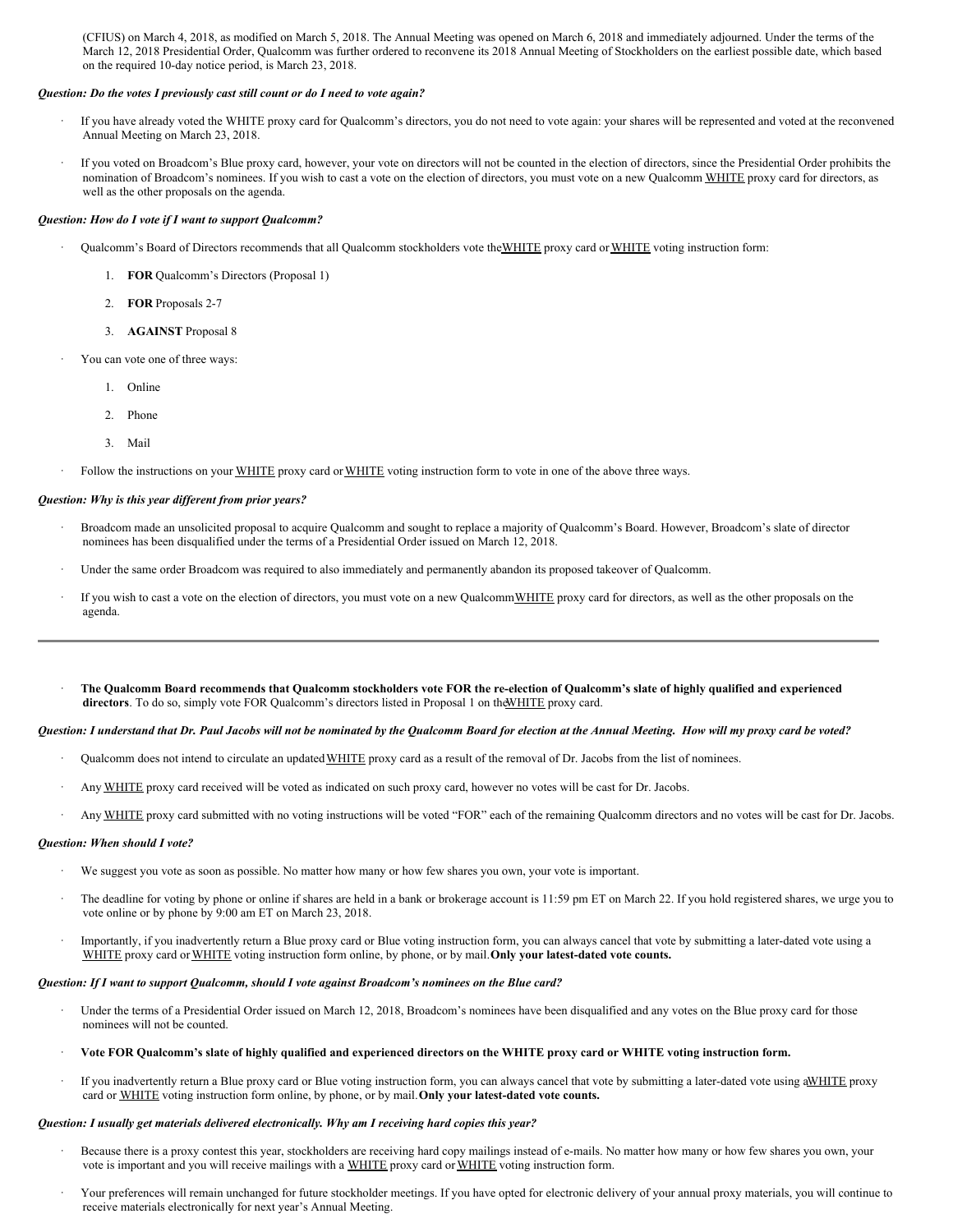(CFIUS) on March 4, 2018, as modified on March 5, 2018. The Annual Meeting was opened on March 6, 2018 and immediately adjourned. Under the terms of the March 12, 2018 Presidential Order, Qualcomm was further ordered to reconvene its 2018 Annual Meeting of Stockholders on the earliest possible date, which based on the required 10-day notice period, is March 23, 2018.

***Question: Do the votes I previously cast still count or do I need to vote again?***

- If you have already voted the WHITE proxy card for Qualcomm's directors, you do not need to vote again: your shares will be represented and voted at the reconvened Annual Meeting on March 23, 2018.
- If you voted on Broadcom's Blue proxy card, however, your vote on directors will not be counted in the election of directors, since the Presidential Order prohibits the nomination of Broadcom's nominees. If you wish to cast a vote on the election of directors, you must vote on a new Qualcomm WHITE proxy card for directors, as well as the other proposals on the agenda.

***Question: How do I vote if I want to support Qualcomm?***

- Qualcomm's Board of Directors recommends that all Qualcomm stockholders vote the WHITE proxy card or WHITE voting instruction form:
  1. **FOR** Qualcomm's Directors (Proposal 1)
  2. **FOR** Proposals 2-7
  3. **AGAINST** Proposal 8
- You can vote one of three ways:
  1. Online
  2. Phone
  3. Mail
- Follow the instructions on your WHITE proxy card or WHITE voting instruction form to vote in one of the above three ways.

***Question: Why is this year different from prior years?***

- Broadcom made an unsolicited proposal to acquire Qualcomm and sought to replace a majority of Qualcomm's Board. However, Broadcom's slate of director nominees has been disqualified under the terms of a Presidential Order issued on March 12, 2018.
- Under the same order Broadcom was required to also immediately and permanently abandon its proposed takeover of Qualcomm.
- If you wish to cast a vote on the election of directors, you must vote on a new Qualcomm WHITE proxy card for directors, as well as the other proposals on the agenda.

---

- **The Qualcomm Board recommends that Qualcomm stockholders vote FOR the re-election of Qualcomm's slate of highly qualified and experienced directors**. To do so, simply vote FOR Qualcomm's directors listed in Proposal 1 on the WHITE proxy card.

***Question: I understand that Dr. Paul Jacobs will not be nominated by the Qualcomm Board for election at the Annual Meeting. How will my proxy card be voted?***

- Qualcomm does not intend to circulate an updated WHITE proxy card as a result of the removal of Dr. Jacobs from the list of nominees.
- Any WHITE proxy card received will be voted as indicated on such proxy card, however no votes will be cast for Dr. Jacobs.
- Any WHITE proxy card submitted with no voting instructions will be voted "FOR" each of the remaining Qualcomm directors and no votes will be cast for Dr. Jacobs.

***Question: When should I vote?***

- We suggest you vote as soon as possible. No matter how many or how few shares you own, your vote is important.
- The deadline for voting by phone or online if shares are held in a bank or brokerage account is 11:59 pm ET on March 22. If you hold registered shares, we urge you to vote online or by phone by 9:00 am ET on March 23, 2018.
- Importantly, if you inadvertently return a Blue proxy card or Blue voting instruction form, you can always cancel that vote by submitting a later-dated vote using a WHITE proxy card or WHITE voting instruction form online, by phone, or by mail. **Only your latest-dated vote counts.**

***Question: If I want to support Qualcomm, should I vote against Broadcom's nominees on the Blue card?***

- Under the terms of a Presidential Order issued on March 12, 2018, Broadcom's nominees have been disqualified and any votes on the Blue proxy card for those nominees will not be counted.
- **Vote FOR Qualcomm's slate of highly qualified and experienced directors on the WHITE proxy card or WHITE voting instruction form.**
- If you inadvertently return a Blue proxy card or Blue voting instruction form, you can always cancel that vote by submitting a later-dated vote using a WHITE proxy card or WHITE voting instruction form online, by phone, or by mail. **Only your latest-dated vote counts.**

***Question: I usually get materials delivered electronically. Why am I receiving hard copies this year?***

- Because there is a proxy contest this year, stockholders are receiving hard copy mailings instead of e-mails. No matter how many or how few shares you own, your vote is important and you will receive mailings with a WHITE proxy card or WHITE voting instruction form.
- Your preferences will remain unchanged for future stockholder meetings. If you have opted for electronic delivery of your annual proxy materials, you will continue to receive materials electronically for next year's Annual Meeting.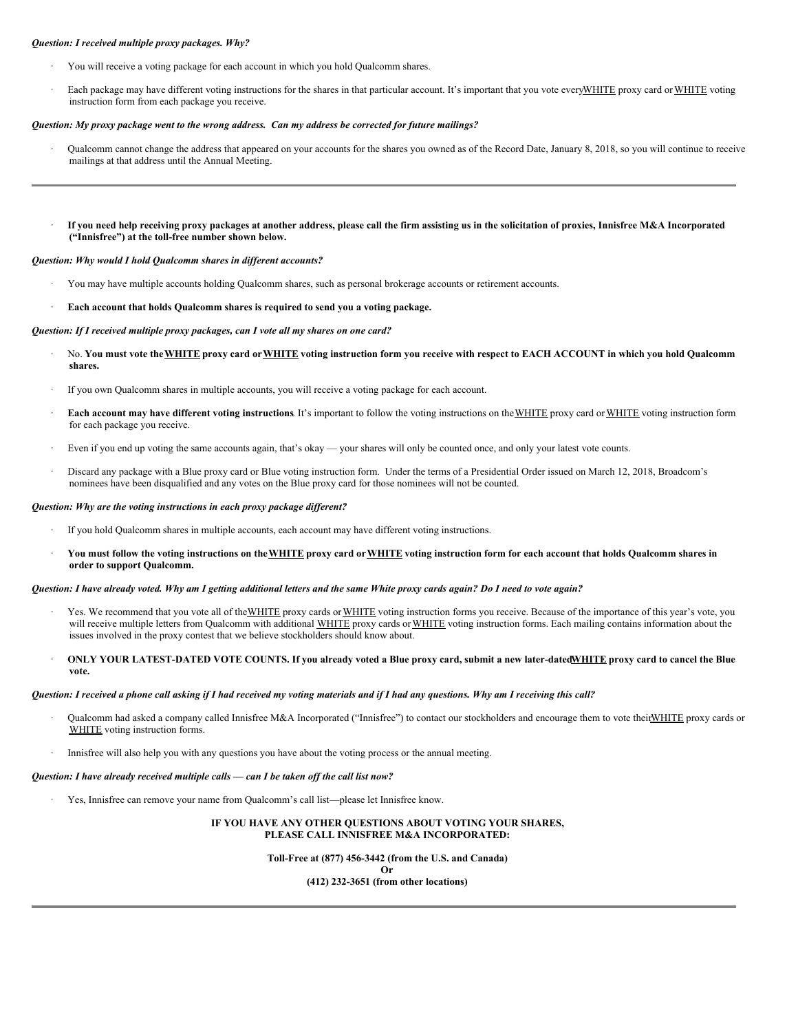***Question: I received multiple proxy packages. Why?***

- You will receive a voting package for each account in which you hold Qualcomm shares.
- Each package may have different voting instructions for the shares in that particular account. It's important that you vote every WHITE proxy card or WHITE voting instruction form from each package you receive.

***Question: My proxy package went to the wrong address. Can my address be corrected for future mailings?***

- Qualcomm cannot change the address that appeared on your accounts for the shares you owned as of the Record Date, January 8, 2018, so you will continue to receive mailings at that address until the Annual Meeting.

---

- **If you need help receiving proxy packages at another address, please call the firm assisting us in the solicitation of proxies, Innisfree M&A Incorporated ("Innisfree") at the toll-free number shown below.**

***Question: Why would I hold Qualcomm shares in different accounts?***

- You may have multiple accounts holding Qualcomm shares, such as personal brokerage accounts or retirement accounts.
- **Each account that holds Qualcomm shares is required to send you a voting package.**

***Question: If I received multiple proxy packages, can I vote all my shares on one card?***

- No. **You must vote the WHITE proxy card or WHITE voting instruction form you receive with respect to EACH ACCOUNT in which you hold Qualcomm shares.**
- If you own Qualcomm shares in multiple accounts, you will receive a voting package for each account.
- **Each account may have different voting instructions**. It's important to follow the voting instructions on the WHITE proxy card or WHITE voting instruction form for each package you receive.
- Even if you end up voting the same accounts again, that's okay — your shares will only be counted once, and only your latest vote counts.
- Discard any package with a Blue proxy card or Blue voting instruction form. Under the terms of a Presidential Order issued on March 12, 2018, Broadcom's nominees have been disqualified and any votes on the Blue proxy card for those nominees will not be counted.

***Question: Why are the voting instructions in each proxy package different?***

- If you hold Qualcomm shares in multiple accounts, each account may have different voting instructions.
- **You must follow the voting instructions on the WHITE proxy card or WHITE voting instruction form for each account that holds Qualcomm shares in order to support Qualcomm.**

***Question: I have already voted. Why am I getting additional letters and the same White proxy cards again? Do I need to vote again?***

- Yes. We recommend that you vote all of the WHITE proxy cards or WHITE voting instruction forms you receive. Because of the importance of this year's vote, you will receive multiple letters from Qualcomm with additional WHITE proxy cards or WHITE voting instruction forms. Each mailing contains information about the issues involved in the proxy contest that we believe stockholders should know about.
- **ONLY YOUR LATEST-DATED VOTE COUNTS. If you already voted a Blue proxy card, submit a new later-dated WHITE proxy card to cancel the Blue vote.**

***Question: I received a phone call asking if I had received my voting materials and if I had any questions. Why am I receiving this call?***

- Qualcomm had asked a company called Innisfree M&A Incorporated ("Innisfree") to contact our stockholders and encourage them to vote their WHITE proxy cards or WHITE voting instruction forms.
- Innisfree will also help you with any questions you have about the voting process or the annual meeting.

***Question: I have already received multiple calls — can I be taken off the call list now?***

- Yes, Innisfree can remove your name from Qualcomm's call list—please let Innisfree know.

**IF YOU HAVE ANY OTHER QUESTIONS ABOUT VOTING YOUR SHARES, PLEASE CALL INNISFREE M&A INCORPORATED:**

**Toll-Free at (877) 456-3442 (from the U.S. and Canada)**
**Or**
**(412) 232-3651 (from other locations)**

---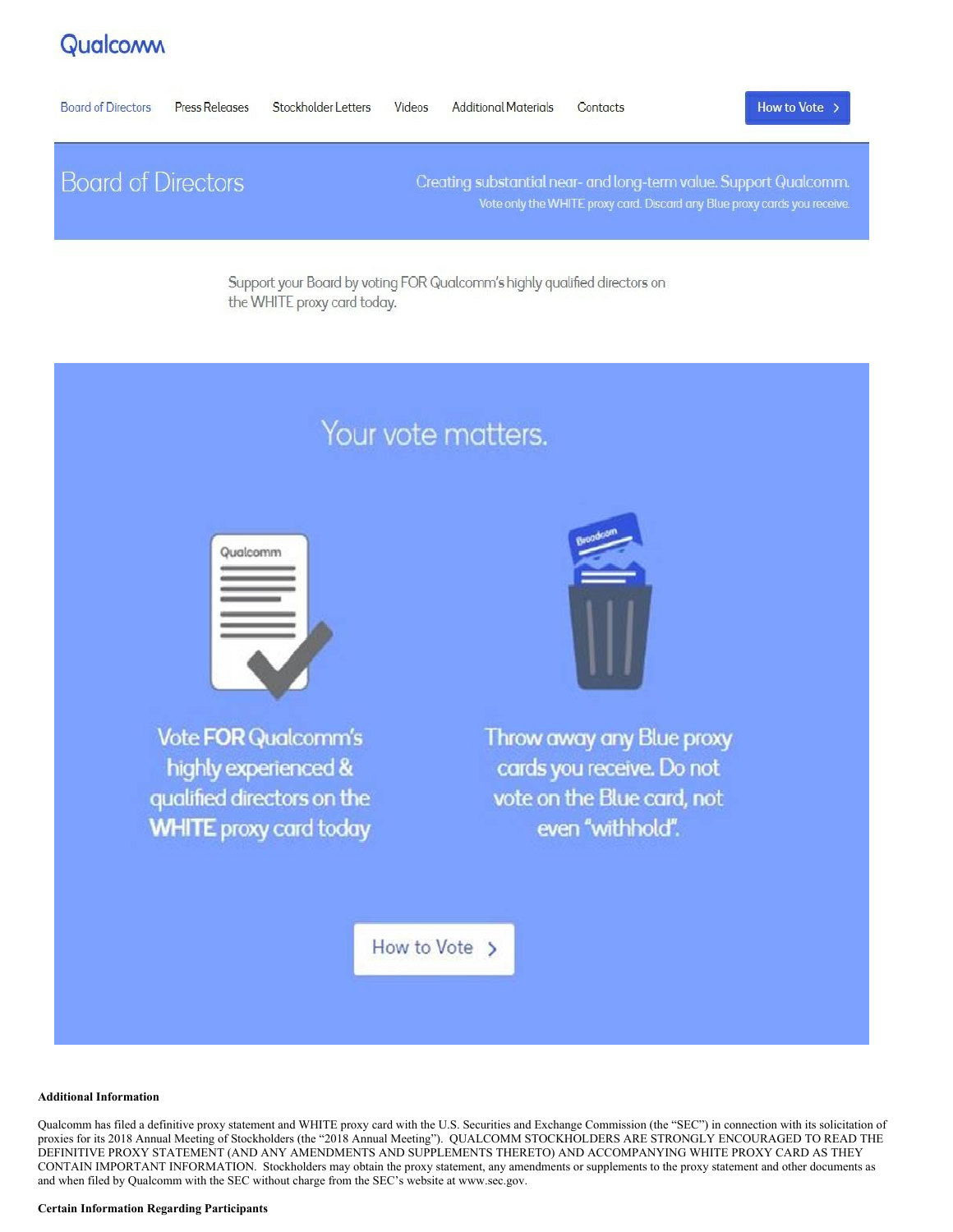Qualcomm

Board of Directors | Press Releases | Stockholder Letters | Videos | Additional Materials | Contacts | How to Vote >

# Board of Directors

Creating substantial near- and long-term value. Support Qualcomm.

Vote only the WHITE proxy card. Discard any Blue proxy cards you receive.

Support your Board by voting FOR Qualcomm's highly qualified directors on the WHITE proxy card today.

## Your vote matters.

Vote **FOR** Qualcomm's highly experienced & qualified directors on the **WHITE** proxy card today

Throw away any Blue proxy cards you receive. Do not vote on the Blue card, not even "withhold".

How to Vote >

**Additional Information**

Qualcomm has filed a definitive proxy statement and WHITE proxy card with the U.S. Securities and Exchange Commission (the "SEC") in connection with its solicitation of proxies for its 2018 Annual Meeting of Stockholders (the "2018 Annual Meeting"). QUALCOMM STOCKHOLDERS ARE STRONGLY ENCOURAGED TO READ THE DEFINITIVE PROXY STATEMENT (AND ANY AMENDMENTS AND SUPPLEMENTS THERETO) AND ACCOMPANYING WHITE PROXY CARD AS THEY CONTAIN IMPORTANT INFORMATION. Stockholders may obtain the proxy statement, any amendments or supplements to the proxy statement and other documents as and when filed by Qualcomm with the SEC without charge from the SEC's website at www.sec.gov.

**Certain Information Regarding Participants**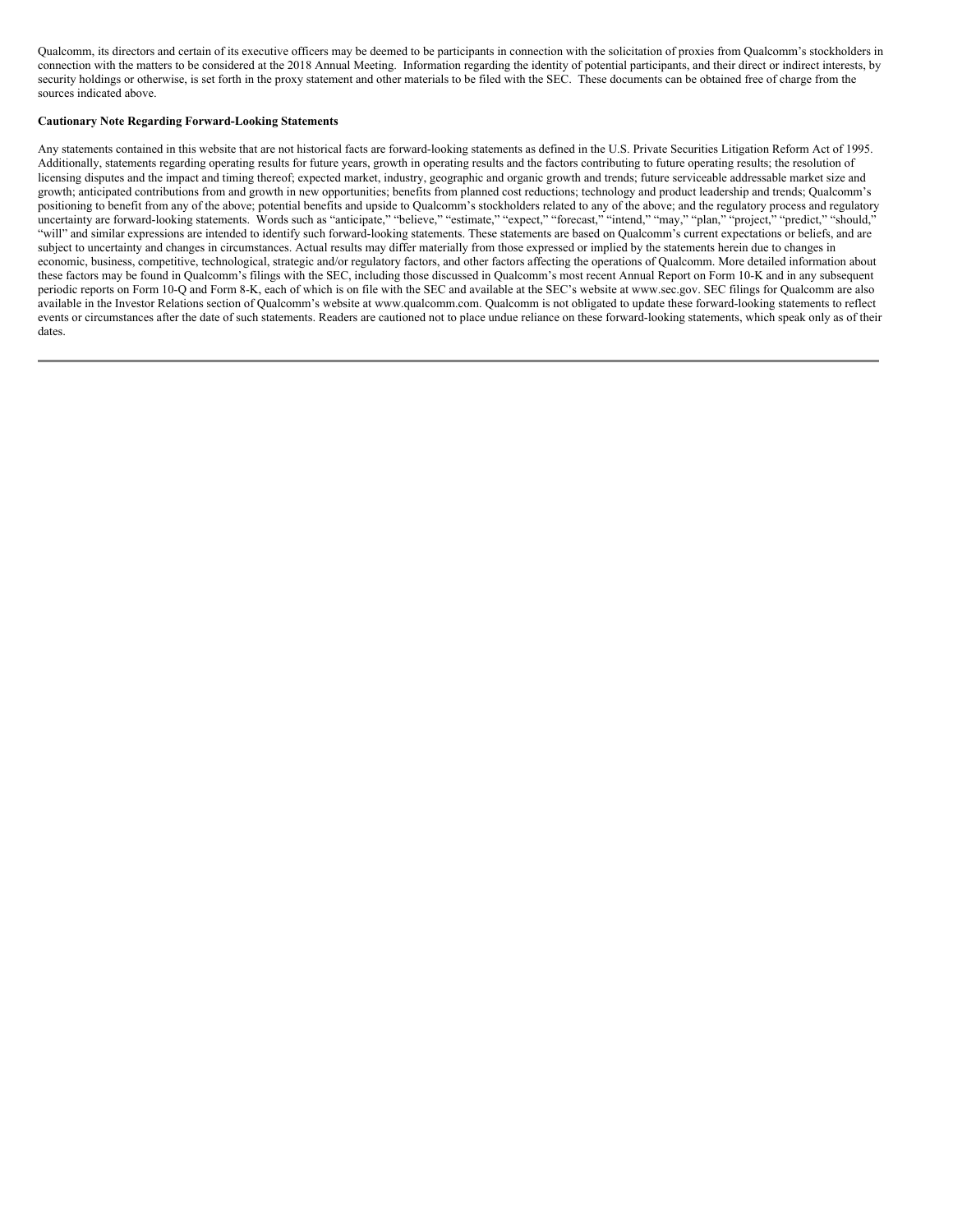Qualcomm, its directors and certain of its executive officers may be deemed to be participants in connection with the solicitation of proxies from Qualcomm's stockholders in connection with the matters to be considered at the 2018 Annual Meeting. Information regarding the identity of potential participants, and their direct or indirect interests, by security holdings or otherwise, is set forth in the proxy statement and other materials to be filed with the SEC. These documents can be obtained free of charge from the sources indicated above.

**Cautionary Note Regarding Forward-Looking Statements**

Any statements contained in this website that are not historical facts are forward-looking statements as defined in the U.S. Private Securities Litigation Reform Act of 1995. Additionally, statements regarding operating results for future years, growth in operating results and the factors contributing to future operating results; the resolution of licensing disputes and the impact and timing thereof; expected market, industry, geographic and organic growth and trends; future serviceable addressable market size and growth; anticipated contributions from and growth in new opportunities; benefits from planned cost reductions; technology and product leadership and trends; Qualcomm's positioning to benefit from any of the above; potential benefits and upside to Qualcomm's stockholders related to any of the above; and the regulatory process and regulatory uncertainty are forward-looking statements. Words such as "anticipate," "believe," "estimate," "expect," "forecast," "intend," "may," "plan," "project," "predict," "should," "will" and similar expressions are intended to identify such forward-looking statements. These statements are based on Qualcomm's current expectations or beliefs, and are subject to uncertainty and changes in circumstances. Actual results may differ materially from those expressed or implied by the statements herein due to changes in economic, business, competitive, technological, strategic and/or regulatory factors, and other factors affecting the operations of Qualcomm. More detailed information about these factors may be found in Qualcomm's filings with the SEC, including those discussed in Qualcomm's most recent Annual Report on Form 10-K and in any subsequent periodic reports on Form 10-Q and Form 8-K, each of which is on file with the SEC and available at the SEC's website at www.sec.gov. SEC filings for Qualcomm are also available in the Investor Relations section of Qualcomm's website at www.qualcomm.com. Qualcomm is not obligated to update these forward-looking statements to reflect events or circumstances after the date of such statements. Readers are cautioned not to place undue reliance on these forward-looking statements, which speak only as of their dates.